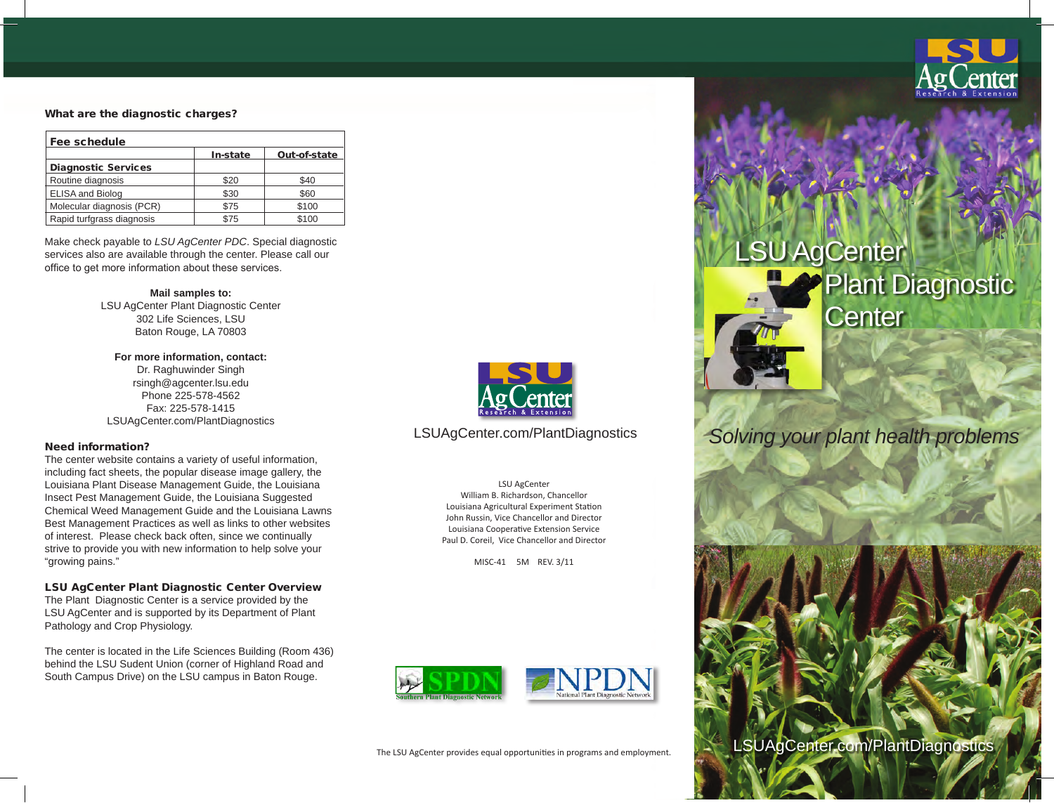### What are the diagnostic charges?

| Fee schedule | | |
|---|---|---|
| | In-state | Out-of-state |
| **Diagnostic Services** | | |
| Routine diagnosis | $20 | $40 |
| ELISA and Biolog | $30 | $60 |
| Molecular diagnosis (PCR) | $75 | $100 |
| Rapid turfgrass diagnosis | $75 | $100 |

Make check payable to *LSU AgCenter PDC*. Special diagnostic services also are available through the center. Please call our office to get more information about these services.

**Mail samples to:**
LSU AgCenter Plant Diagnostic Center
302 Life Sciences, LSU
Baton Rouge, LA 70803

**For more information, contact:**
Dr. Raghuwinder Singh
rsingh@agcenter.lsu.edu
Phone 225-578-4562
Fax: 225-578-1415
LSUAgCenter.com/PlantDiagnostics

### Need information?

The center website contains a variety of useful information, including fact sheets, the popular disease image gallery, the Louisiana Plant Disease Management Guide, the Louisiana Insect Pest Management Guide, the Louisiana Suggested Chemical Weed Management Guide and the Louisiana Lawns Best Management Practices as well as links to other websites of interest. Please check back often, since we continually strive to provide you with new information to help solve your "growing pains."

### LSU AgCenter Plant Diagnostic Center Overview

The Plant Diagnostic Center is a service provided by the LSU AgCenter and is supported by its Department of Plant Pathology and Crop Physiology.

The center is located in the Life Sciences Building (Room 436) behind the LSU Sudent Union (corner of Highland Road and South Campus Drive) on the LSU campus in Baton Rouge.

LSU AgCenter Research & Extension

LSUAgCenter.com/PlantDiagnostics

LSU AgCenter
William B. Richardson, Chancellor
Louisiana Agricultural Experiment Station
John Russin, Vice Chancellor and Director
Louisiana Cooperative Extension Service
Paul D. Coreil, Vice Chancellor and Director

MISC-41 5M REV. 3/11

SPDN Southern Plant Diagnostic Network

NPDN National Plant Diagnostic Network

The LSU AgCenter provides equal opportunities in programs and employment.

LSU AgCenter Research & Extension

# LSU AgCenter Plant Diagnostic Center

*Solving your plant health problems*

LSUAgCenter.com/PlantDiagnostics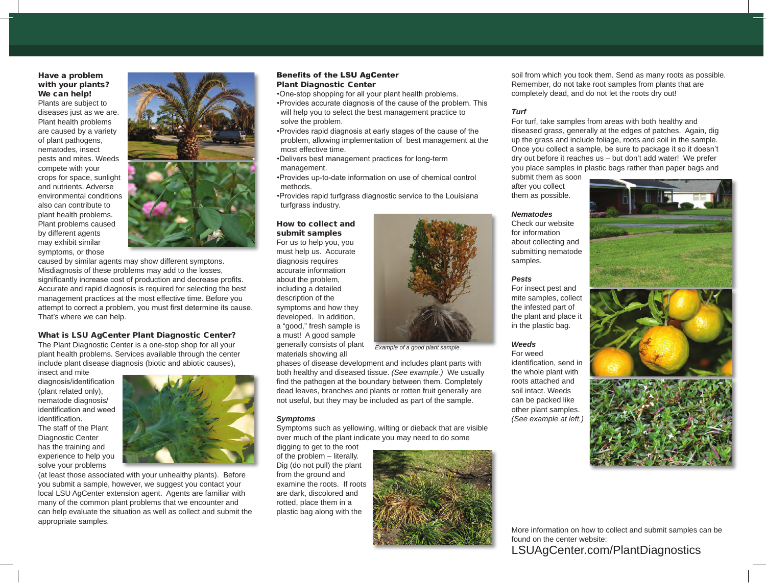### Have a problem with your plants? We can help!

Plants are subject to diseases just as we are. Plant health problems are caused by a variety of plant pathogens, nematodes, insect pests and mites. Weeds compete with your crops for space, sunlight and nutrients. Adverse environmental conditions also can contribute to plant health problems. Plant problems caused by different agents may exhibit similar symptoms, or those caused by similar agents may show different symptoms. Misdiagnosis of these problems may add to the losses, significantly increase cost of production and decrease profits. Accurate and rapid diagnosis is required for selecting the best management practices at the most effective time. Before you attempt to correct a problem, you must first determine its cause. That's where we can help.

### What is LSU AgCenter Plant Diagnostic Center?

The Plant Diagnostic Center is a one-stop shop for all your plant health problems. Services available through the center include plant disease diagnosis (biotic and abiotic causes), insect and mite diagnosis/identification (plant related only), nematode diagnosis/identification and weed identification.

The staff of the Plant Diagnostic Center has the training and experience to help you solve your problems (at least those associated with your unhealthy plants). Before you submit a sample, however, we suggest you contact your local LSU AgCenter extension agent. Agents are familiar with many of the common plant problems that we encounter and can help evaluate the situation as well as collect and submit the appropriate samples.

### Benefits of the LSU AgCenter Plant Diagnostic Center

- One-stop shopping for all your plant health problems.
- Provides accurate diagnosis of the cause of the problem. This will help you to select the best management practice to solve the problem.
- Provides rapid diagnosis at early stages of the cause of the problem, allowing implementation of best management at the most effective time.
- Delivers best management practices for long-term management.
- Provides up-to-date information on use of chemical control methods.
- Provides rapid turfgrass diagnostic service to the Louisiana turfgrass industry.

### How to collect and submit samples

For us to help you, you must help us. Accurate diagnosis requires accurate information about the problem, including a detailed description of the symptoms and how they developed. In addition, a "good," fresh sample is a must! A good sample generally consists of plant materials showing all phases of disease development and includes plant parts with both healthy and diseased tissue. *(See example.)* We usually find the pathogen at the boundary between them. Completely dead leaves, branches and plants or rotten fruit generally are not useful, but they may be included as part of the sample.

*Example of a good plant sample.*

#### *Symptoms*

Symptoms such as yellowing, wilting or dieback that are visible over much of the plant indicate you may need to do some digging to get to the root of the problem – literally. Dig (do not pull) the plant from the ground and examine the roots. If roots are dark, discolored and rotted, place them in a plastic bag along with the soil from which you took them. Send as many roots as possible. Remember, do not take root samples from plants that are completely dead, and do not let the roots dry out!

#### *Turf*

For turf, take samples from areas with both healthy and diseased grass, generally at the edges of patches. Again, dig up the grass and include foliage, roots and soil in the sample. Once you collect a sample, be sure to package it so it doesn't dry out before it reaches us – but don't add water! We prefer you place samples in plastic bags rather than paper bags and submit them as soon after you collect them as possible.

#### *Nematodes*

Check our website for information about collecting and submitting nematode samples.

#### *Pests*

For insect pest and mite samples, collect the infested part of the plant and place it in the plastic bag.

#### *Weeds*

For weed identification, send in the whole plant with roots attached and soil intact. Weeds can be packed like other plant samples. *(See example at left.)*

More information on how to collect and submit samples can be found on the center website:

LSUAgCenter.com/PlantDiagnostics